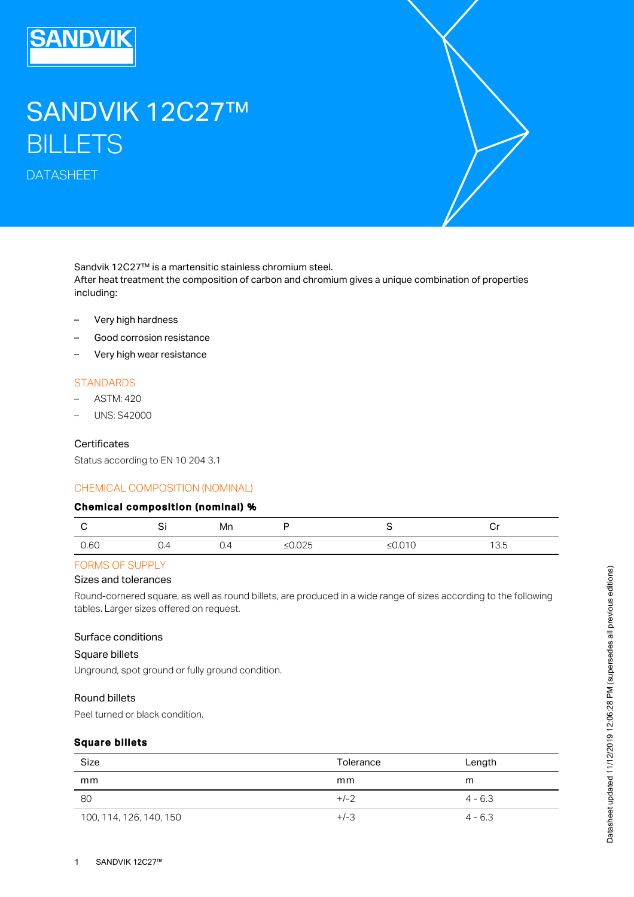# SANDVIK 12C27™ BILLETS

DATASHEET

Sandvik 12C27™ is a martensitic stainless chromium steel.
After heat treatment the composition of carbon and chromium gives a unique combination of properties including:

- Very high hardness
- Good corrosion resistance
- Very high wear resistance

## STANDARDS

- ASTM: 420
- UNS: S42000

### Certificates

Status according to EN 10 204 3.1

## CHEMICAL COMPOSITION (NOMINAL)

**Chemical composition (nominal) %**

| C | Si | Mn | P | S | Cr |
|---|---|---|---|---|---|
| 0.60 | 0.4 | 0.4 | ≤0.025 | ≤0.010 | 13.5 |

## FORMS OF SUPPLY

### Sizes and tolerances

Round-cornered square, as well as round billets, are produced in a wide range of sizes according to the following tables. Larger sizes offered on request.

### Surface conditions

### Square billets

Unground, spot ground or fully ground condition.

### Round billets

Peel turned or black condition.

**Square billets**

| Size | Tolerance | Length |
|---|---|---|
| mm | mm | m |
| 80 | +/-2 | 4 - 6.3 |
| 100, 114, 126, 140, 150 | +/-3 | 4 - 6.3 |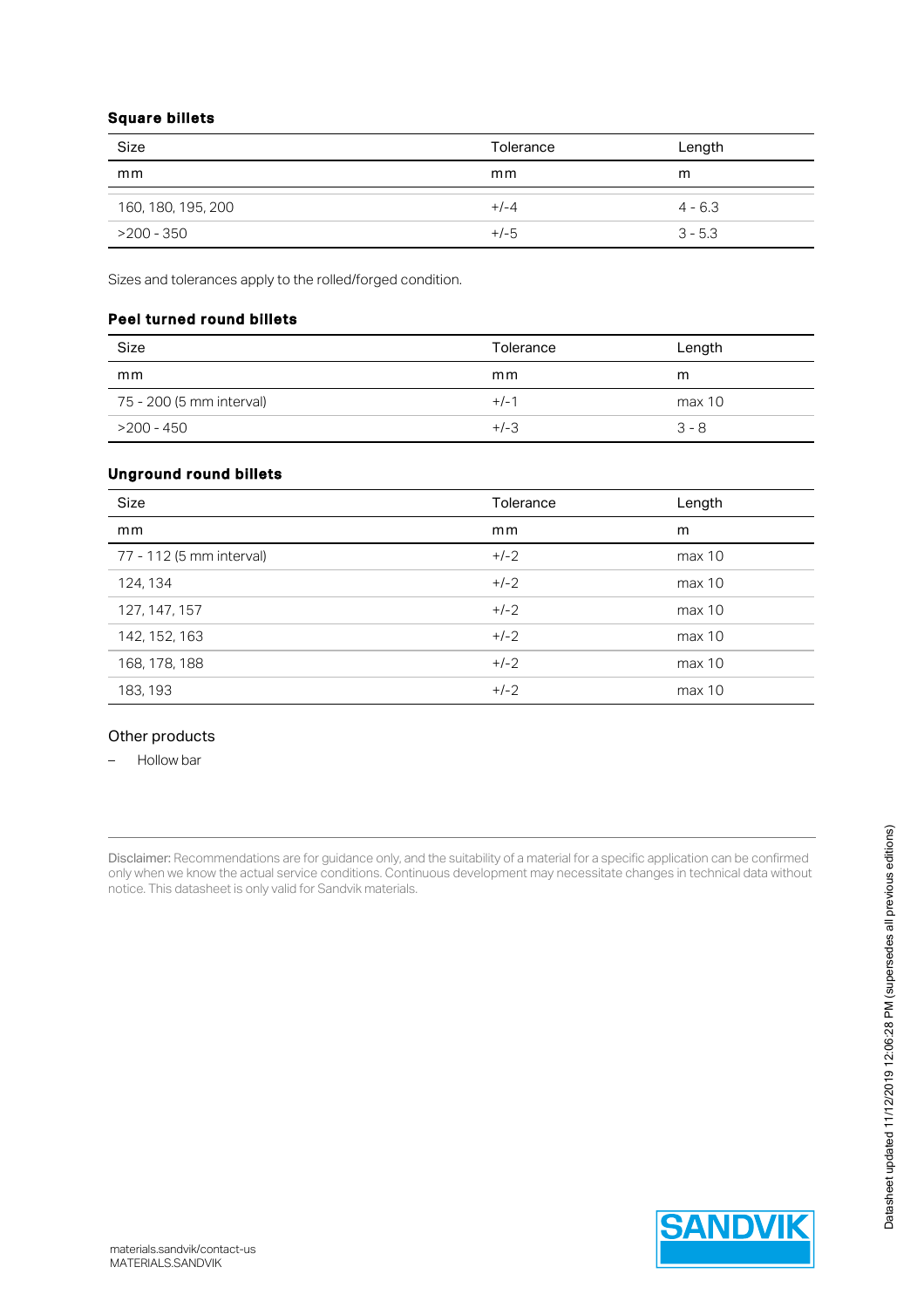### Square billets

| Size | Tolerance | Length |
|---|---|---|
| mm | mm | m |
| 160, 180, 195, 200 | +/-4 | 4 - 6.3 |
| >200 - 350 | +/-5 | 3 - 5.3 |

Sizes and tolerances apply to the rolled/forged condition.

### Peel turned round billets

| Size | Tolerance | Length |
|---|---|---|
| mm | mm | m |
| 75 - 200 (5 mm interval) | +/-1 | max 10 |
| >200 - 450 | +/-3 | 3 - 8 |

### Unground round billets

| Size | Tolerance | Length |
|---|---|---|
| mm | mm | m |
| 77 - 112 (5 mm interval) | +/-2 | max 10 |
| 124, 134 | +/-2 | max 10 |
| 127, 147, 157 | +/-2 | max 10 |
| 142, 152, 163 | +/-2 | max 10 |
| 168, 178, 188 | +/-2 | max 10 |
| 183, 193 | +/-2 | max 10 |

Other products

- Hollow bar

Disclaimer: Recommendations are for guidance only, and the suitability of a material for a specific application can be confirmed only when we know the actual service conditions. Continuous development may necessitate changes in technical data without notice. This datasheet is only valid for Sandvik materials.

materials.sandvik/contact-us
MATERIALS.SANDVIK

Datasheet updated 11/12/2019 12:06:28 PM (supersedes all previous editions)